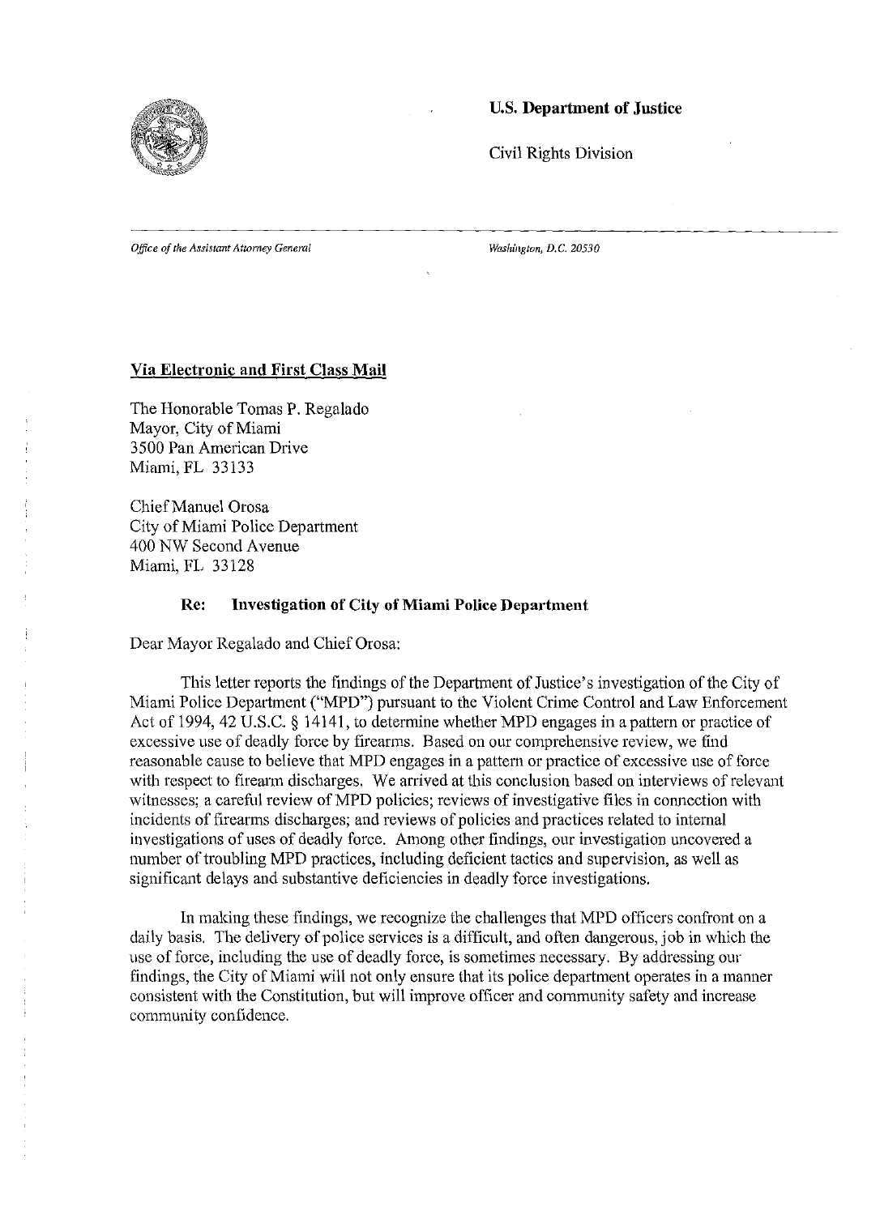**U.S. Department of Justice**

Civil Rights Division

*Office of the Assistant Attorney General*

*Washington, D.C. 20530*

**Via Electronic and First Class Mail**

The Honorable Tomas P. Regalado
Mayor, City of Miami
3500 Pan American Drive
Miami, FL 33133

Chief Manuel Orosa
City of Miami Police Department
400 NW Second Avenue
Miami, FL 33128

**Re: Investigation of City of Miami Police Department**

Dear Mayor Regalado and Chief Orosa:

This letter reports the findings of the Department of Justice's investigation of the City of Miami Police Department ("MPD") pursuant to the Violent Crime Control and Law Enforcement Act of 1994, 42 U.S.C. § 14141, to determine whether MPD engages in a pattern or practice of excessive use of deadly force by firearms. Based on our comprehensive review, we find reasonable cause to believe that MPD engages in a pattern or practice of excessive use of force with respect to firearm discharges. We arrived at this conclusion based on interviews of relevant witnesses; a careful review of MPD policies; reviews of investigative files in connection with incidents of firearms discharges; and reviews of policies and practices related to internal investigations of uses of deadly force. Among other findings, our investigation uncovered a number of troubling MPD practices, including deficient tactics and supervision, as well as significant delays and substantive deficiencies in deadly force investigations.

In making these findings, we recognize the challenges that MPD officers confront on a daily basis. The delivery of police services is a difficult, and often dangerous, job in which the use of force, including the use of deadly force, is sometimes necessary. By addressing our findings, the City of Miami will not only ensure that its police department operates in a manner consistent with the Constitution, but will improve officer and community safety and increase community confidence.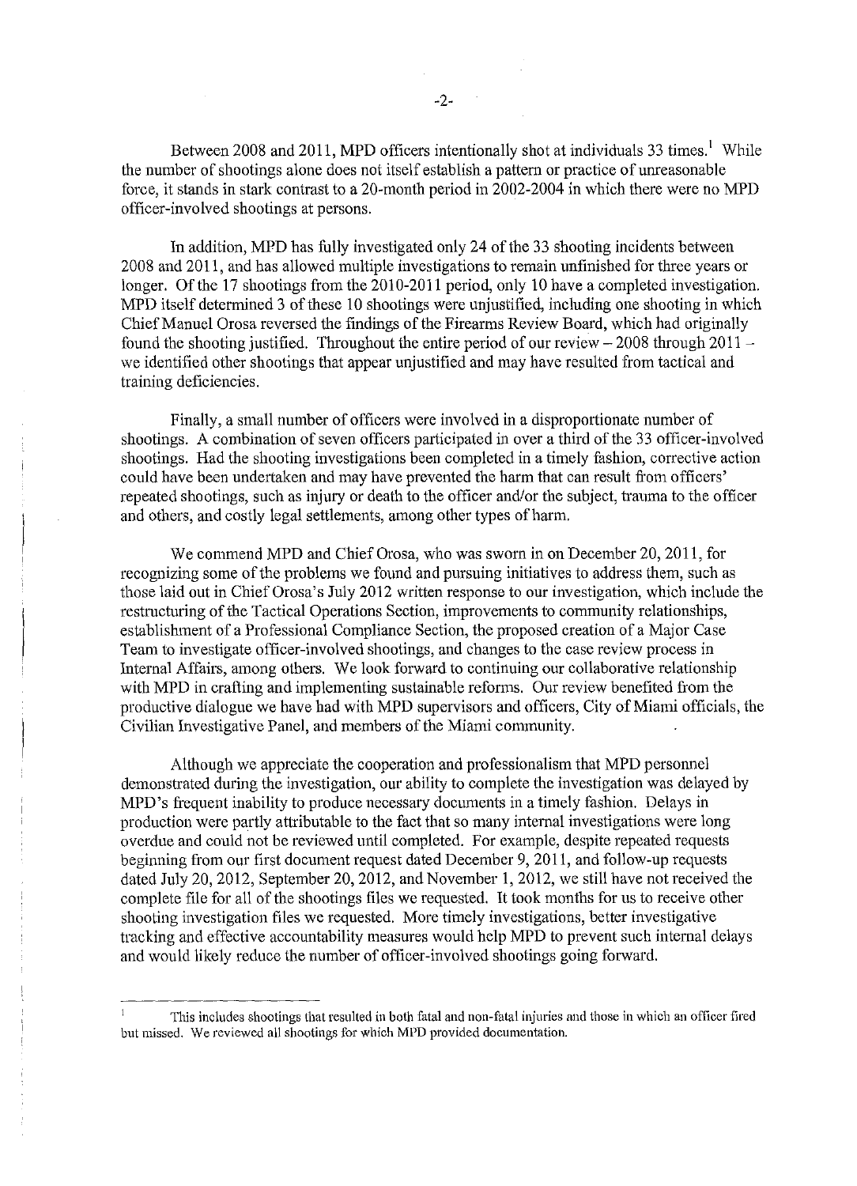Between 2008 and 2011, MPD officers intentionally shot at individuals 33 times.[1] While the number of shootings alone does not itself establish a pattern or practice of unreasonable force, it stands in stark contrast to a 20-month period in 2002-2004 in which there were no MPD officer-involved shootings at persons.

In addition, MPD has fully investigated only 24 of the 33 shooting incidents between 2008 and 2011, and has allowed multiple investigations to remain unfinished for three years or longer. Of the 17 shootings from the 2010-2011 period, only 10 have a completed investigation. MPD itself determined 3 of these 10 shootings were unjustified, including one shooting in which Chief Manuel Orosa reversed the findings of the Firearms Review Board, which had originally found the shooting justified. Throughout the entire period of our review – 2008 through 2011 – we identified other shootings that appear unjustified and may have resulted from tactical and training deficiencies.

Finally, a small number of officers were involved in a disproportionate number of shootings. A combination of seven officers participated in over a third of the 33 officer-involved shootings. Had the shooting investigations been completed in a timely fashion, corrective action could have been undertaken and may have prevented the harm that can result from officers' repeated shootings, such as injury or death to the officer and/or the subject, trauma to the officer and others, and costly legal settlements, among other types of harm.

We commend MPD and Chief Orosa, who was sworn in on December 20, 2011, for recognizing some of the problems we found and pursuing initiatives to address them, such as those laid out in Chief Orosa's July 2012 written response to our investigation, which include the restructuring of the Tactical Operations Section, improvements to community relationships, establishment of a Professional Compliance Section, the proposed creation of a Major Case Team to investigate officer-involved shootings, and changes to the case review process in Internal Affairs, among others. We look forward to continuing our collaborative relationship with MPD in crafting and implementing sustainable reforms. Our review benefited from the productive dialogue we have had with MPD supervisors and officers, City of Miami officials, the Civilian Investigative Panel, and members of the Miami community.

Although we appreciate the cooperation and professionalism that MPD personnel demonstrated during the investigation, our ability to complete the investigation was delayed by MPD's frequent inability to produce necessary documents in a timely fashion. Delays in production were partly attributable to the fact that so many internal investigations were long overdue and could not be reviewed until completed. For example, despite repeated requests beginning from our first document request dated December 9, 2011, and follow-up requests dated July 20, 2012, September 20, 2012, and November 1, 2012, we still have not received the complete file for all of the shootings files we requested. It took months for us to receive other shooting investigation files we requested. More timely investigations, better investigative tracking and effective accountability measures would help MPD to prevent such internal delays and would likely reduce the number of officer-involved shootings going forward.

[1] This includes shootings that resulted in both fatal and non-fatal injuries and those in which an officer fired but missed. We reviewed all shootings for which MPD provided documentation.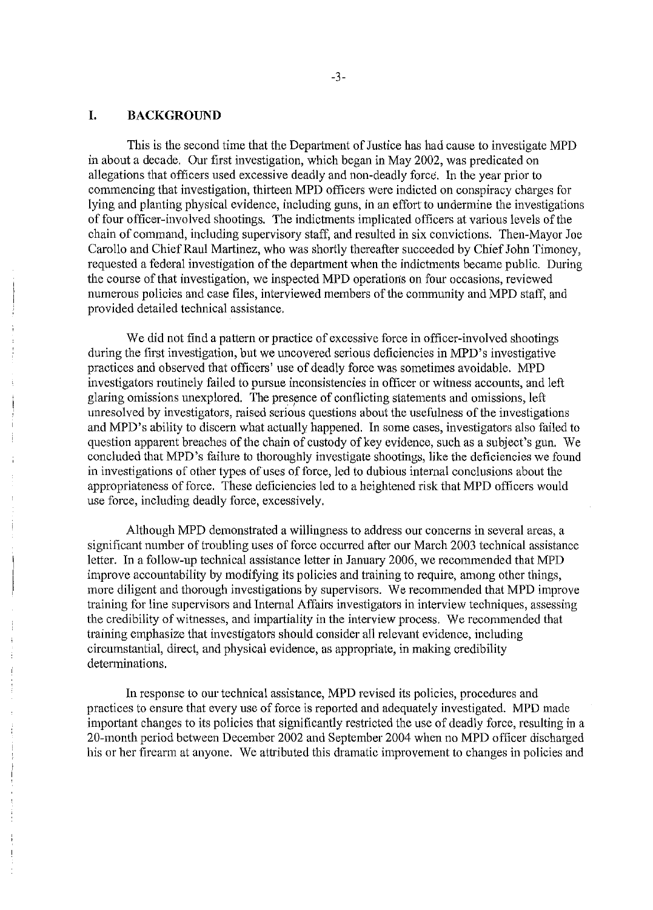## I. BACKGROUND

This is the second time that the Department of Justice has had cause to investigate MPD in about a decade. Our first investigation, which began in May 2002, was predicated on allegations that officers used excessive deadly and non-deadly force. In the year prior to commencing that investigation, thirteen MPD officers were indicted on conspiracy charges for lying and planting physical evidence, including guns, in an effort to undermine the investigations of four officer-involved shootings. The indictments implicated officers at various levels of the chain of command, including supervisory staff, and resulted in six convictions. Then-Mayor Joe Carollo and Chief Raul Martinez, who was shortly thereafter succeeded by Chief John Timoney, requested a federal investigation of the department when the indictments became public. During the course of that investigation, we inspected MPD operations on four occasions, reviewed numerous policies and case files, interviewed members of the community and MPD staff, and provided detailed technical assistance.

We did not find a pattern or practice of excessive force in officer-involved shootings during the first investigation, but we uncovered serious deficiencies in MPD's investigative practices and observed that officers' use of deadly force was sometimes avoidable. MPD investigators routinely failed to pursue inconsistencies in officer or witness accounts, and left glaring omissions unexplored. The presence of conflicting statements and omissions, left unresolved by investigators, raised serious questions about the usefulness of the investigations and MPD's ability to discern what actually happened. In some cases, investigators also failed to question apparent breaches of the chain of custody of key evidence, such as a subject's gun. We concluded that MPD's failure to thoroughly investigate shootings, like the deficiencies we found in investigations of other types of uses of force, led to dubious internal conclusions about the appropriateness of force. These deficiencies led to a heightened risk that MPD officers would use force, including deadly force, excessively.

Although MPD demonstrated a willingness to address our concerns in several areas, a significant number of troubling uses of force occurred after our March 2003 technical assistance letter. In a follow-up technical assistance letter in January 2006, we recommended that MPD improve accountability by modifying its policies and training to require, among other things, more diligent and thorough investigations by supervisors. We recommended that MPD improve training for line supervisors and Internal Affairs investigators in interview techniques, assessing the credibility of witnesses, and impartiality in the interview process. We recommended that training emphasize that investigators should consider all relevant evidence, including circumstantial, direct, and physical evidence, as appropriate, in making credibility determinations.

In response to our technical assistance, MPD revised its policies, procedures and practices to ensure that every use of force is reported and adequately investigated. MPD made important changes to its policies that significantly restricted the use of deadly force, resulting in a 20-month period between December 2002 and September 2004 when no MPD officer discharged his or her firearm at anyone. We attributed this dramatic improvement to changes in policies and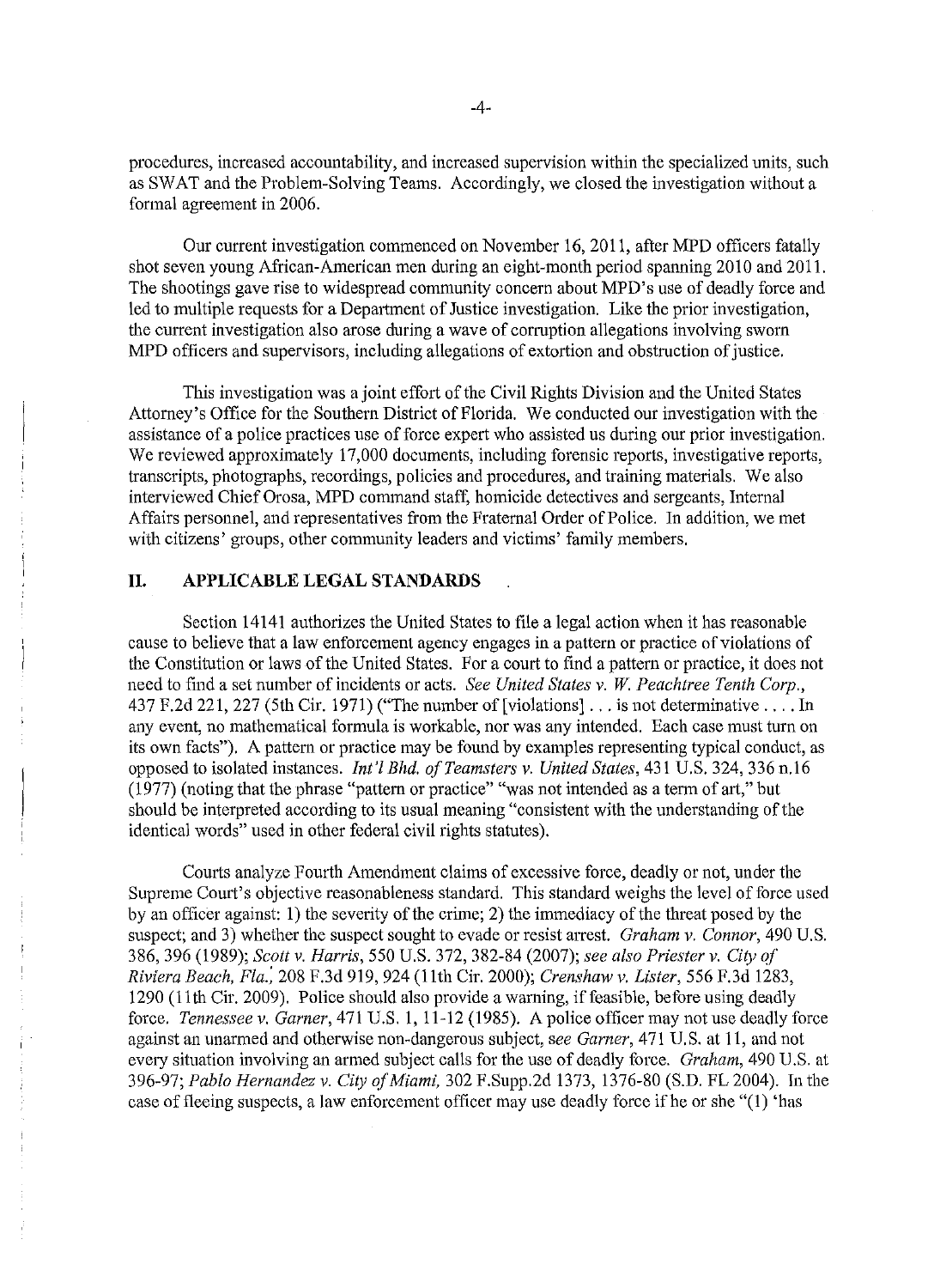procedures, increased accountability, and increased supervision within the specialized units, such as SWAT and the Problem-Solving Teams. Accordingly, we closed the investigation without a formal agreement in 2006.

Our current investigation commenced on November 16, 2011, after MPD officers fatally shot seven young African-American men during an eight-month period spanning 2010 and 2011. The shootings gave rise to widespread community concern about MPD's use of deadly force and led to multiple requests for a Department of Justice investigation. Like the prior investigation, the current investigation also arose during a wave of corruption allegations involving sworn MPD officers and supervisors, including allegations of extortion and obstruction of justice.

This investigation was a joint effort of the Civil Rights Division and the United States Attorney's Office for the Southern District of Florida. We conducted our investigation with the assistance of a police practices use of force expert who assisted us during our prior investigation. We reviewed approximately 17,000 documents, including forensic reports, investigative reports, transcripts, photographs, recordings, policies and procedures, and training materials. We also interviewed Chief Orosa, MPD command staff, homicide detectives and sergeants, Internal Affairs personnel, and representatives from the Fraternal Order of Police. In addition, we met with citizens' groups, other community leaders and victims' family members.

## II. APPLICABLE LEGAL STANDARDS

Section 14141 authorizes the United States to file a legal action when it has reasonable cause to believe that a law enforcement agency engages in a pattern or practice of violations of the Constitution or laws of the United States. For a court to find a pattern or practice, it does not need to find a set number of incidents or acts. *See United States v. W. Peachtree Tenth Corp.*, 437 F.2d 221, 227 (5th Cir. 1971) ("The number of [violations] . . . is not determinative . . . . In any event, no mathematical formula is workable, nor was any intended. Each case must turn on its own facts"). A pattern or practice may be found by examples representing typical conduct, as opposed to isolated instances. *Int'l Bhd. of Teamsters v. United States*, 431 U.S. 324, 336 n.16 (1977) (noting that the phrase "pattern or practice" "was not intended as a term of art," but should be interpreted according to its usual meaning "consistent with the understanding of the identical words" used in other federal civil rights statutes).

Courts analyze Fourth Amendment claims of excessive force, deadly or not, under the Supreme Court's objective reasonableness standard. This standard weighs the level of force used by an officer against: 1) the severity of the crime; 2) the immediacy of the threat posed by the suspect; and 3) whether the suspect sought to evade or resist arrest. *Graham v. Connor*, 490 U.S. 386, 396 (1989); *Scott v. Harris*, 550 U.S. 372, 382-84 (2007); *see also Priester v. City of Riviera Beach, Fla.*, 208 F.3d 919, 924 (11th Cir. 2000); *Crenshaw v. Lister*, 556 F.3d 1283, 1290 (11th Cir. 2009). Police should also provide a warning, if feasible, before using deadly force. *Tennessee v. Garner*, 471 U.S. 1, 11-12 (1985). A police officer may not use deadly force against an unarmed and otherwise non-dangerous subject, *see Garner*, 471 U.S. at 11, and not every situation involving an armed subject calls for the use of deadly force. *Graham*, 490 U.S. at 396-97; *Pablo Hernandez v. City of Miami*, 302 F.Supp.2d 1373, 1376-80 (S.D. FL 2004). In the case of fleeing suspects, a law enforcement officer may use deadly force if he or she "(1) 'has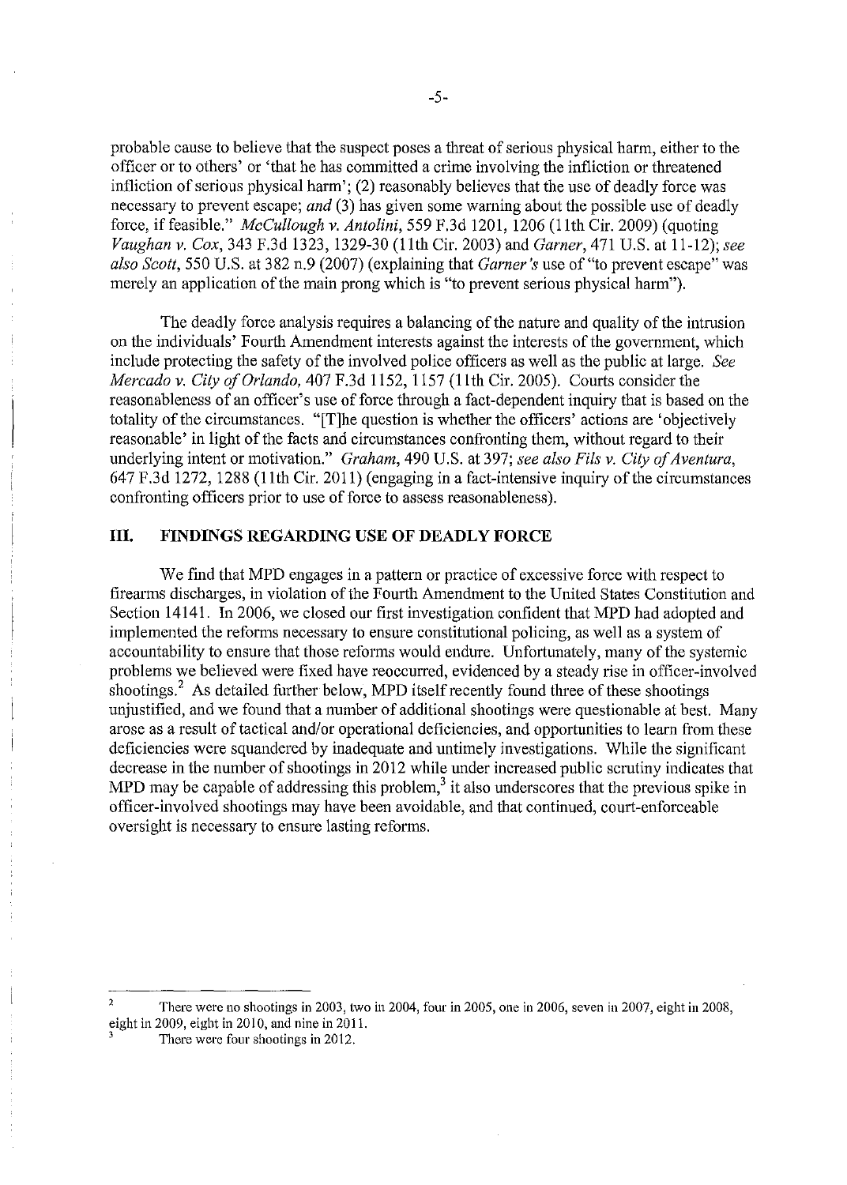probable cause to believe that the suspect poses a threat of serious physical harm, either to the officer or to others' or 'that he has committed a crime involving the infliction or threatened infliction of serious physical harm'; (2) reasonably believes that the use of deadly force was necessary to prevent escape; *and* (3) has given some warning about the possible use of deadly force, if feasible." *McCullough v. Antolini*, 559 F.3d 1201, 1206 (11th Cir. 2009) (quoting *Vaughan v. Cox*, 343 F.3d 1323, 1329-30 (11th Cir. 2003) and *Garner*, 471 U.S. at 11-12); *see also Scott*, 550 U.S. at 382 n.9 (2007) (explaining that *Garner's* use of "to prevent escape" was merely an application of the main prong which is "to prevent serious physical harm").

The deadly force analysis requires a balancing of the nature and quality of the intrusion on the individuals' Fourth Amendment interests against the interests of the government, which include protecting the safety of the involved police officers as well as the public at large. *See Mercado v. City of Orlando*, 407 F.3d 1152, 1157 (11th Cir. 2005). Courts consider the reasonableness of an officer's use of force through a fact-dependent inquiry that is based on the totality of the circumstances. "[T]he question is whether the officers' actions are 'objectively reasonable' in light of the facts and circumstances confronting them, without regard to their underlying intent or motivation." *Graham*, 490 U.S. at 397; *see also Fils v. City of Aventura*, 647 F.3d 1272, 1288 (11th Cir. 2011) (engaging in a fact-intensive inquiry of the circumstances confronting officers prior to use of force to assess reasonableness).

## III. FINDINGS REGARDING USE OF DEADLY FORCE

We find that MPD engages in a pattern or practice of excessive force with respect to firearms discharges, in violation of the Fourth Amendment to the United States Constitution and Section 14141. In 2006, we closed our first investigation confident that MPD had adopted and implemented the reforms necessary to ensure constitutional policing, as well as a system of accountability to ensure that those reforms would endure. Unfortunately, many of the systemic problems we believed were fixed have reoccurred, evidenced by a steady rise in officer-involved shootings.[2] As detailed further below, MPD itself recently found three of these shootings unjustified, and we found that a number of additional shootings were questionable at best. Many arose as a result of tactical and/or operational deficiencies, and opportunities to learn from these deficiencies were squandered by inadequate and untimely investigations. While the significant decrease in the number of shootings in 2012 while under increased public scrutiny indicates that MPD may be capable of addressing this problem,[3] it also underscores that the previous spike in officer-involved shootings may have been avoidable, and that continued, court-enforceable oversight is necessary to ensure lasting reforms.

---

[2] There were no shootings in 2003, two in 2004, four in 2005, one in 2006, seven in 2007, eight in 2008, eight in 2009, eight in 2010, and nine in 2011.

[3] There were four shootings in 2012.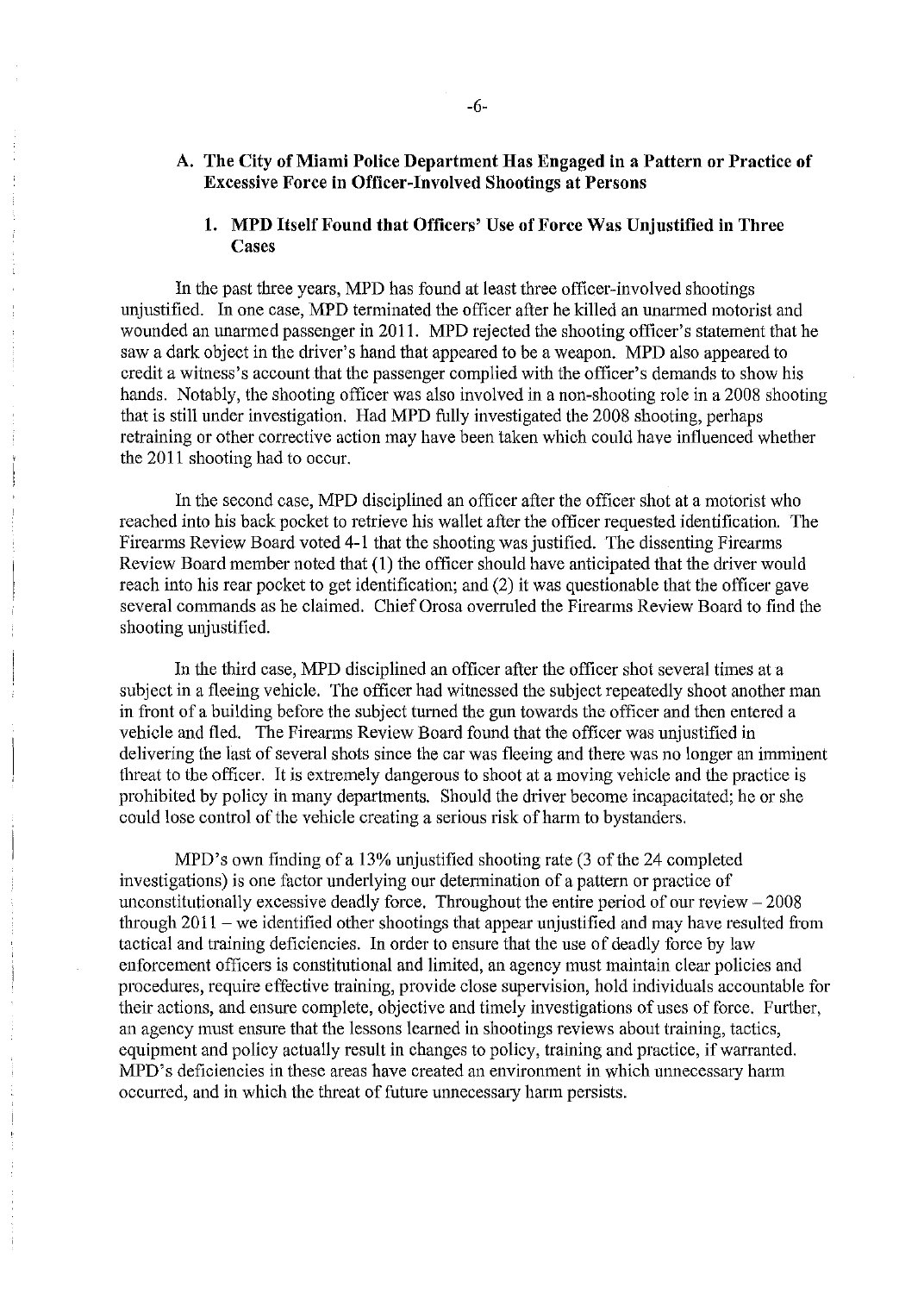### A. The City of Miami Police Department Has Engaged in a Pattern or Practice of Excessive Force in Officer-Involved Shootings at Persons

#### 1. MPD Itself Found that Officers' Use of Force Was Unjustified in Three Cases

In the past three years, MPD has found at least three officer-involved shootings unjustified. In one case, MPD terminated the officer after he killed an unarmed motorist and wounded an unarmed passenger in 2011. MPD rejected the shooting officer's statement that he saw a dark object in the driver's hand that appeared to be a weapon. MPD also appeared to credit a witness's account that the passenger complied with the officer's demands to show his hands. Notably, the shooting officer was also involved in a non-shooting role in a 2008 shooting that is still under investigation. Had MPD fully investigated the 2008 shooting, perhaps retraining or other corrective action may have been taken which could have influenced whether the 2011 shooting had to occur.

In the second case, MPD disciplined an officer after the officer shot at a motorist who reached into his back pocket to retrieve his wallet after the officer requested identification. The Firearms Review Board voted 4-1 that the shooting was justified. The dissenting Firearms Review Board member noted that (1) the officer should have anticipated that the driver would reach into his rear pocket to get identification; and (2) it was questionable that the officer gave several commands as he claimed. Chief Orosa overruled the Firearms Review Board to find the shooting unjustified.

In the third case, MPD disciplined an officer after the officer shot several times at a subject in a fleeing vehicle. The officer had witnessed the subject repeatedly shoot another man in front of a building before the subject turned the gun towards the officer and then entered a vehicle and fled. The Firearms Review Board found that the officer was unjustified in delivering the last of several shots since the car was fleeing and there was no longer an imminent threat to the officer. It is extremely dangerous to shoot at a moving vehicle and the practice is prohibited by policy in many departments. Should the driver become incapacitated; he or she could lose control of the vehicle creating a serious risk of harm to bystanders.

MPD's own finding of a 13% unjustified shooting rate (3 of the 24 completed investigations) is one factor underlying our determination of a pattern or practice of unconstitutionally excessive deadly force. Throughout the entire period of our review – 2008 through 2011 – we identified other shootings that appear unjustified and may have resulted from tactical and training deficiencies. In order to ensure that the use of deadly force by law enforcement officers is constitutional and limited, an agency must maintain clear policies and procedures, require effective training, provide close supervision, hold individuals accountable for their actions, and ensure complete, objective and timely investigations of uses of force. Further, an agency must ensure that the lessons learned in shootings reviews about training, tactics, equipment and policy actually result in changes to policy, training and practice, if warranted. MPD's deficiencies in these areas have created an environment in which unnecessary harm occurred, and in which the threat of future unnecessary harm persists.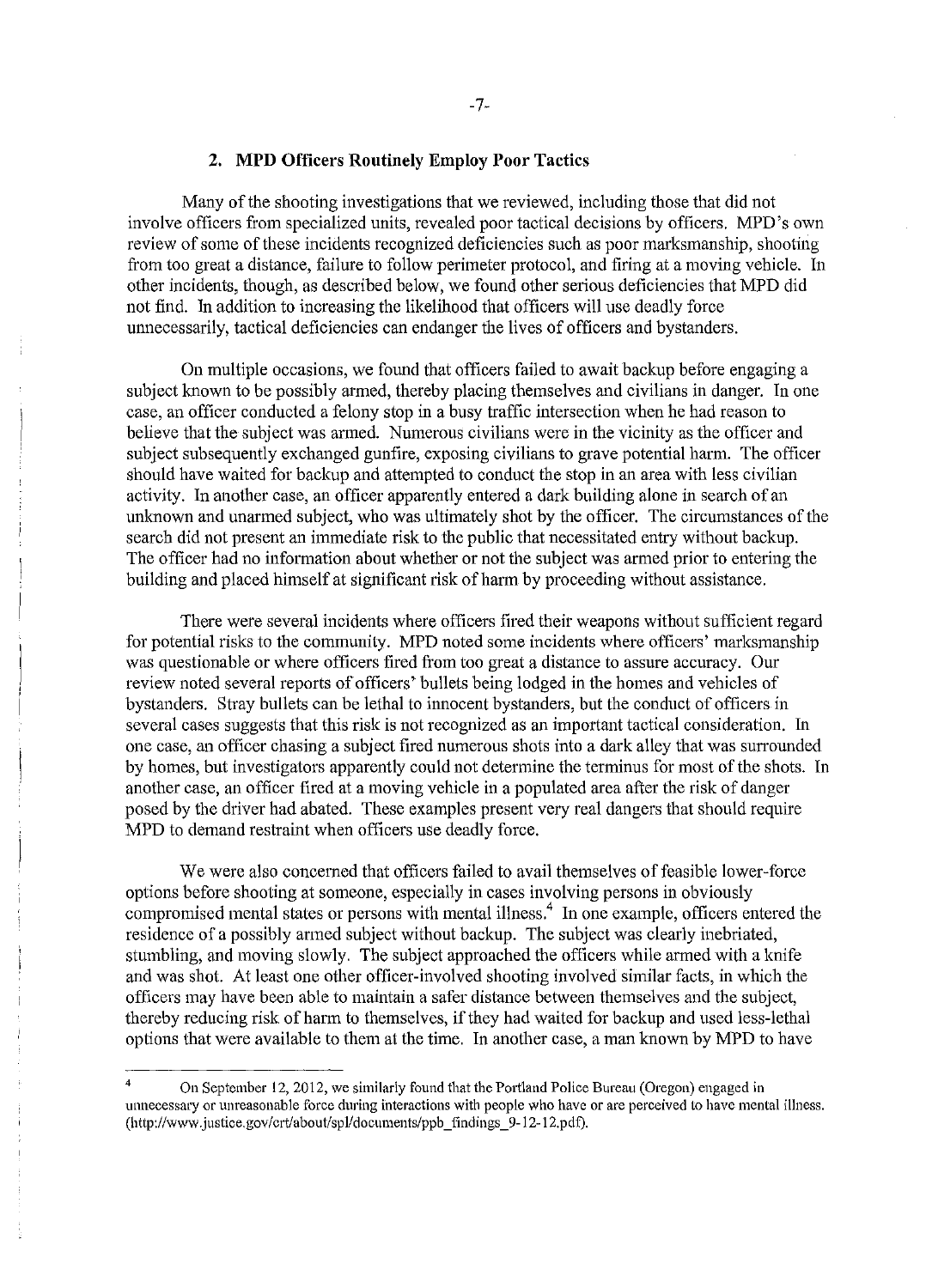### 2. MPD Officers Routinely Employ Poor Tactics

Many of the shooting investigations that we reviewed, including those that did not involve officers from specialized units, revealed poor tactical decisions by officers. MPD's own review of some of these incidents recognized deficiencies such as poor marksmanship, shooting from too great a distance, failure to follow perimeter protocol, and firing at a moving vehicle. In other incidents, though, as described below, we found other serious deficiencies that MPD did not find. In addition to increasing the likelihood that officers will use deadly force unnecessarily, tactical deficiencies can endanger the lives of officers and bystanders.

On multiple occasions, we found that officers failed to await backup before engaging a subject known to be possibly armed, thereby placing themselves and civilians in danger. In one case, an officer conducted a felony stop in a busy traffic intersection when he had reason to believe that the subject was armed. Numerous civilians were in the vicinity as the officer and subject subsequently exchanged gunfire, exposing civilians to grave potential harm. The officer should have waited for backup and attempted to conduct the stop in an area with less civilian activity. In another case, an officer apparently entered a dark building alone in search of an unknown and unarmed subject, who was ultimately shot by the officer. The circumstances of the search did not present an immediate risk to the public that necessitated entry without backup. The officer had no information about whether or not the subject was armed prior to entering the building and placed himself at significant risk of harm by proceeding without assistance.

There were several incidents where officers fired their weapons without sufficient regard for potential risks to the community. MPD noted some incidents where officers' marksmanship was questionable or where officers fired from too great a distance to assure accuracy. Our review noted several reports of officers' bullets being lodged in the homes and vehicles of bystanders. Stray bullets can be lethal to innocent bystanders, but the conduct of officers in several cases suggests that this risk is not recognized as an important tactical consideration. In one case, an officer chasing a subject fired numerous shots into a dark alley that was surrounded by homes, but investigators apparently could not determine the terminus for most of the shots. In another case, an officer fired at a moving vehicle in a populated area after the risk of danger posed by the driver had abated. These examples present very real dangers that should require MPD to demand restraint when officers use deadly force.

We were also concerned that officers failed to avail themselves of feasible lower-force options before shooting at someone, especially in cases involving persons in obviously compromised mental states or persons with mental illness.[4] In one example, officers entered the residence of a possibly armed subject without backup. The subject was clearly inebriated, stumbling, and moving slowly. The subject approached the officers while armed with a knife and was shot. At least one other officer-involved shooting involved similar facts, in which the officers may have been able to maintain a safer distance between themselves and the subject, thereby reducing risk of harm to themselves, if they had waited for backup and used less-lethal options that were available to them at the time. In another case, a man known by MPD to have

[4] On September 12, 2012, we similarly found that the Portland Police Bureau (Oregon) engaged in unnecessary or unreasonable force during interactions with people who have or are perceived to have mental illness. (http://www.justice.gov/crt/about/spl/documents/ppb_findings_9-12-12.pdf).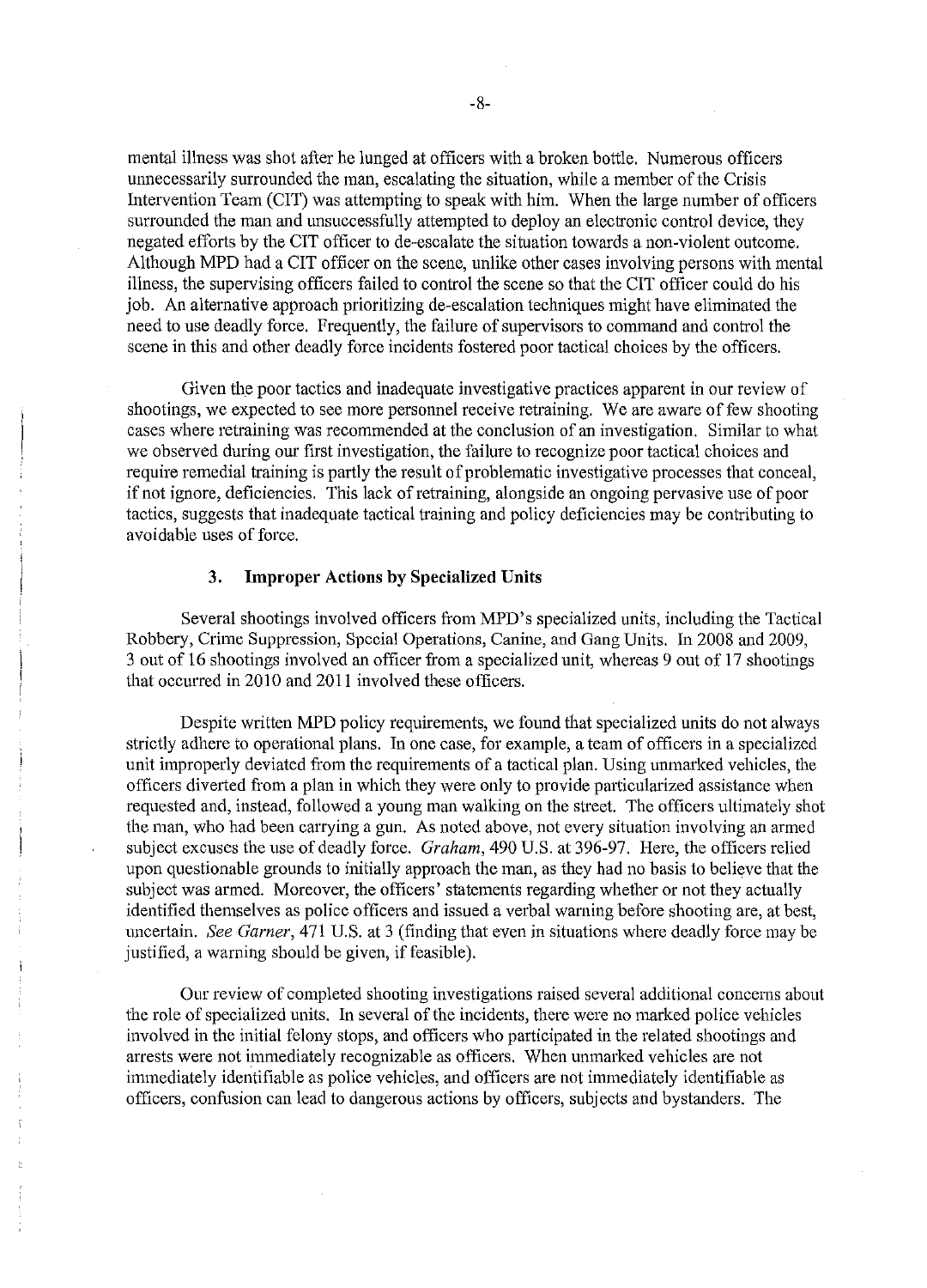mental illness was shot after he lunged at officers with a broken bottle. Numerous officers unnecessarily surrounded the man, escalating the situation, while a member of the Crisis Intervention Team (CIT) was attempting to speak with him. When the large number of officers surrounded the man and unsuccessfully attempted to deploy an electronic control device, they negated efforts by the CIT officer to de-escalate the situation towards a non-violent outcome. Although MPD had a CIT officer on the scene, unlike other cases involving persons with mental illness, the supervising officers failed to control the scene so that the CIT officer could do his job. An alternative approach prioritizing de-escalation techniques might have eliminated the need to use deadly force. Frequently, the failure of supervisors to command and control the scene in this and other deadly force incidents fostered poor tactical choices by the officers.

Given the poor tactics and inadequate investigative practices apparent in our review of shootings, we expected to see more personnel receive retraining. We are aware of few shooting cases where retraining was recommended at the conclusion of an investigation. Similar to what we observed during our first investigation, the failure to recognize poor tactical choices and require remedial training is partly the result of problematic investigative processes that conceal, if not ignore, deficiencies. This lack of retraining, alongside an ongoing pervasive use of poor tactics, suggests that inadequate tactical training and policy deficiencies may be contributing to avoidable uses of force.

### 3. Improper Actions by Specialized Units

Several shootings involved officers from MPD's specialized units, including the Tactical Robbery, Crime Suppression, Special Operations, Canine, and Gang Units. In 2008 and 2009, 3 out of 16 shootings involved an officer from a specialized unit, whereas 9 out of 17 shootings that occurred in 2010 and 2011 involved these officers.

Despite written MPD policy requirements, we found that specialized units do not always strictly adhere to operational plans. In one case, for example, a team of officers in a specialized unit improperly deviated from the requirements of a tactical plan. Using unmarked vehicles, the officers diverted from a plan in which they were only to provide particularized assistance when requested and, instead, followed a young man walking on the street. The officers ultimately shot the man, who had been carrying a gun. As noted above, not every situation involving an armed subject excuses the use of deadly force. *Graham*, 490 U.S. at 396-97. Here, the officers relied upon questionable grounds to initially approach the man, as they had no basis to believe that the subject was armed. Moreover, the officers' statements regarding whether or not they actually identified themselves as police officers and issued a verbal warning before shooting are, at best, uncertain. *See Garner*, 471 U.S. at 3 (finding that even in situations where deadly force may be justified, a warning should be given, if feasible).

Our review of completed shooting investigations raised several additional concerns about the role of specialized units. In several of the incidents, there were no marked police vehicles involved in the initial felony stops, and officers who participated in the related shootings and arrests were not immediately recognizable as officers. When unmarked vehicles are not immediately identifiable as police vehicles, and officers are not immediately identifiable as officers, confusion can lead to dangerous actions by officers, subjects and bystanders. The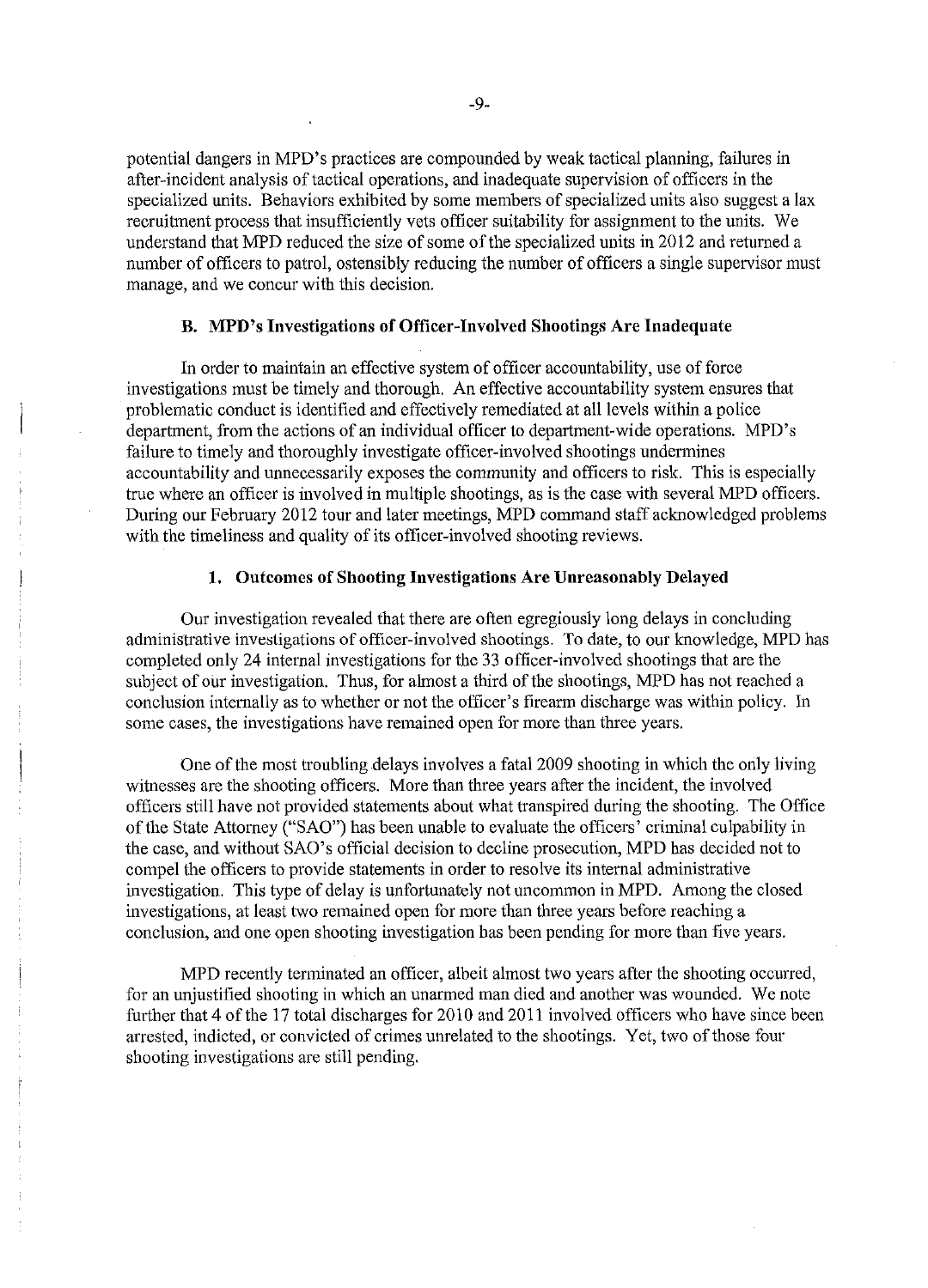potential dangers in MPD's practices are compounded by weak tactical planning, failures in after-incident analysis of tactical operations, and inadequate supervision of officers in the specialized units. Behaviors exhibited by some members of specialized units also suggest a lax recruitment process that insufficiently vets officer suitability for assignment to the units. We understand that MPD reduced the size of some of the specialized units in 2012 and returned a number of officers to patrol, ostensibly reducing the number of officers a single supervisor must manage, and we concur with this decision.

### B. MPD's Investigations of Officer-Involved Shootings Are Inadequate

In order to maintain an effective system of officer accountability, use of force investigations must be timely and thorough. An effective accountability system ensures that problematic conduct is identified and effectively remediated at all levels within a police department, from the actions of an individual officer to department-wide operations. MPD's failure to timely and thoroughly investigate officer-involved shootings undermines accountability and unnecessarily exposes the community and officers to risk. This is especially true where an officer is involved in multiple shootings, as is the case with several MPD officers. During our February 2012 tour and later meetings, MPD command staff acknowledged problems with the timeliness and quality of its officer-involved shooting reviews.

#### 1. Outcomes of Shooting Investigations Are Unreasonably Delayed

Our investigation revealed that there are often egregiously long delays in concluding administrative investigations of officer-involved shootings. To date, to our knowledge, MPD has completed only 24 internal investigations for the 33 officer-involved shootings that are the subject of our investigation. Thus, for almost a third of the shootings, MPD has not reached a conclusion internally as to whether or not the officer's firearm discharge was within policy. In some cases, the investigations have remained open for more than three years.

One of the most troubling delays involves a fatal 2009 shooting in which the only living witnesses are the shooting officers. More than three years after the incident, the involved officers still have not provided statements about what transpired during the shooting. The Office of the State Attorney ("SAO") has been unable to evaluate the officers' criminal culpability in the case, and without SAO's official decision to decline prosecution, MPD has decided not to compel the officers to provide statements in order to resolve its internal administrative investigation. This type of delay is unfortunately not uncommon in MPD. Among the closed investigations, at least two remained open for more than three years before reaching a conclusion, and one open shooting investigation has been pending for more than five years.

MPD recently terminated an officer, albeit almost two years after the shooting occurred, for an unjustified shooting in which an unarmed man died and another was wounded. We note further that 4 of the 17 total discharges for 2010 and 2011 involved officers who have since been arrested, indicted, or convicted of crimes unrelated to the shootings. Yet, two of those four shooting investigations are still pending.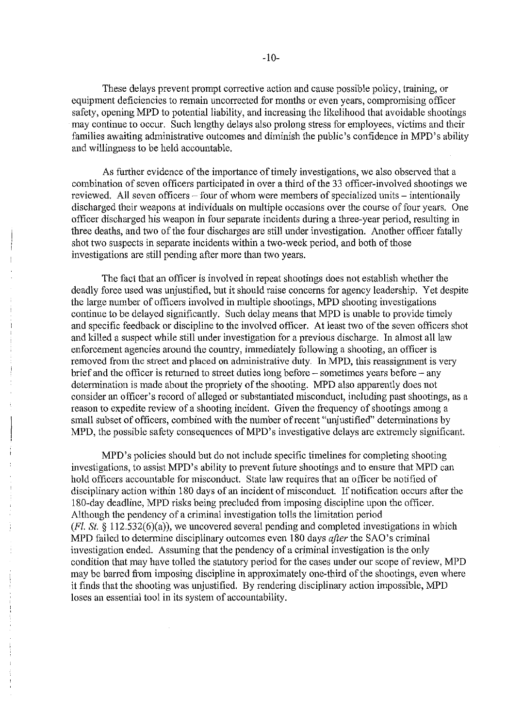These delays prevent prompt corrective action and cause possible policy, training, or equipment deficiencies to remain uncorrected for months or even years, compromising officer safety, opening MPD to potential liability, and increasing the likelihood that avoidable shootings may continue to occur. Such lengthy delays also prolong stress for employees, victims and their families awaiting administrative outcomes and diminish the public's confidence in MPD's ability and willingness to be held accountable.

As further evidence of the importance of timely investigations, we also observed that a combination of seven officers participated in over a third of the 33 officer-involved shootings we reviewed. All seven officers – four of whom were members of specialized units – intentionally discharged their weapons at individuals on multiple occasions over the course of four years. One officer discharged his weapon in four separate incidents during a three-year period, resulting in three deaths, and two of the four discharges are still under investigation. Another officer fatally shot two suspects in separate incidents within a two-week period, and both of those investigations are still pending after more than two years.

The fact that an officer is involved in repeat shootings does not establish whether the deadly force used was unjustified, but it should raise concerns for agency leadership. Yet despite the large number of officers involved in multiple shootings, MPD shooting investigations continue to be delayed significantly. Such delay means that MPD is unable to provide timely and specific feedback or discipline to the involved officer. At least two of the seven officers shot and killed a suspect while still under investigation for a previous discharge. In almost all law enforcement agencies around the country, immediately following a shooting, an officer is removed from the street and placed on administrative duty. In MPD, this reassignment is very brief and the officer is returned to street duties long before – sometimes years before – any determination is made about the propriety of the shooting. MPD also apparently does not consider an officer's record of alleged or substantiated misconduct, including past shootings, as a reason to expedite review of a shooting incident. Given the frequency of shootings among a small subset of officers, combined with the number of recent "unjustified" determinations by MPD, the possible safety consequences of MPD's investigative delays are extremely significant.

MPD's policies should but do not include specific timelines for completing shooting investigations, to assist MPD's ability to prevent future shootings and to ensure that MPD can hold officers accountable for misconduct. State law requires that an officer be notified of disciplinary action within 180 days of an incident of misconduct. If notification occurs after the 180-day deadline, MPD risks being precluded from imposing discipline upon the officer. Although the pendency of a criminal investigation tolls the limitation period (*Fl. St.* § 112.532(6)(a)), we uncovered several pending and completed investigations in which MPD failed to determine disciplinary outcomes even 180 days *after* the SAO's criminal investigation ended. Assuming that the pendency of a criminal investigation is the only condition that may have tolled the statutory period for the cases under our scope of review, MPD may be barred from imposing discipline in approximately one-third of the shootings, even where it finds that the shooting was unjustified. By rendering disciplinary action impossible, MPD loses an essential tool in its system of accountability.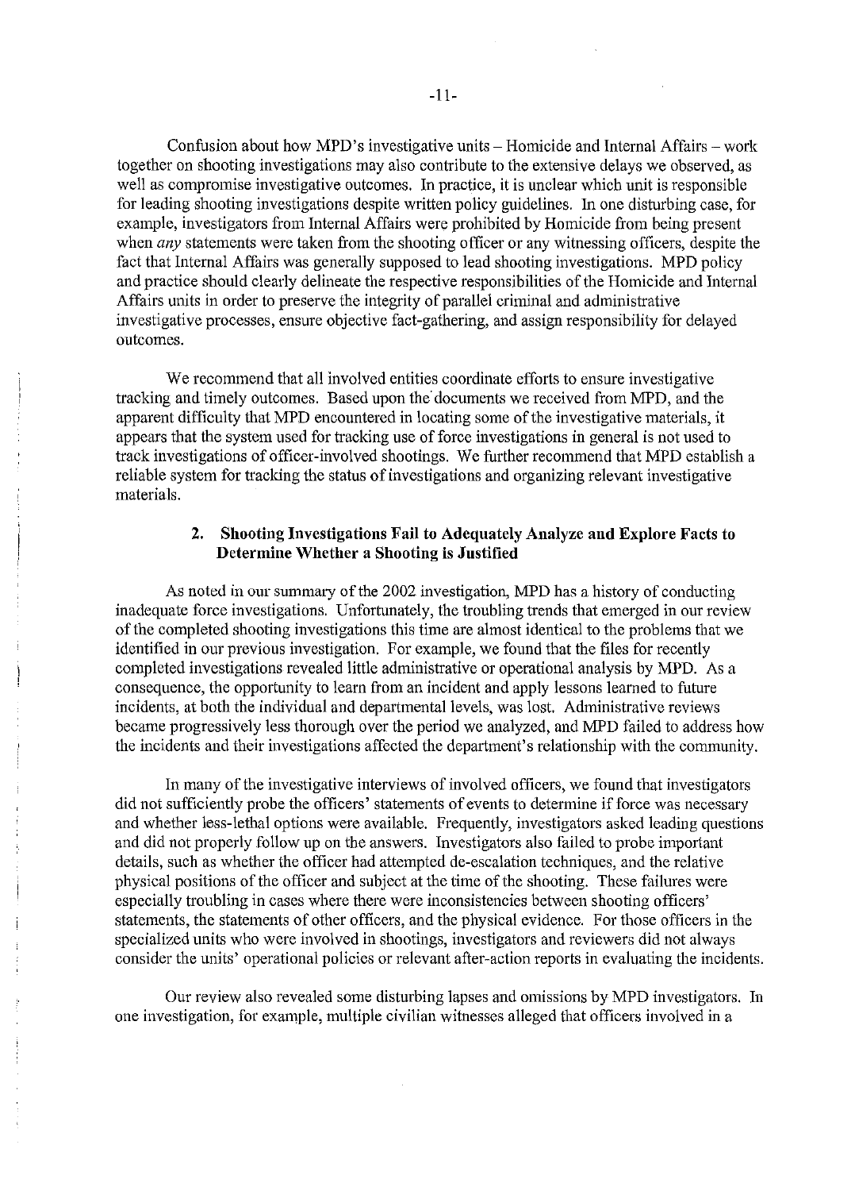Confusion about how MPD's investigative units – Homicide and Internal Affairs – work together on shooting investigations may also contribute to the extensive delays we observed, as well as compromise investigative outcomes. In practice, it is unclear which unit is responsible for leading shooting investigations despite written policy guidelines. In one disturbing case, for example, investigators from Internal Affairs were prohibited by Homicide from being present when *any* statements were taken from the shooting officer or any witnessing officers, despite the fact that Internal Affairs was generally supposed to lead shooting investigations. MPD policy and practice should clearly delineate the respective responsibilities of the Homicide and Internal Affairs units in order to preserve the integrity of parallel criminal and administrative investigative processes, ensure objective fact-gathering, and assign responsibility for delayed outcomes.

We recommend that all involved entities coordinate efforts to ensure investigative tracking and timely outcomes. Based upon the documents we received from MPD, and the apparent difficulty that MPD encountered in locating some of the investigative materials, it appears that the system used for tracking use of force investigations in general is not used to track investigations of officer-involved shootings. We further recommend that MPD establish a reliable system for tracking the status of investigations and organizing relevant investigative materials.

### 2. Shooting Investigations Fail to Adequately Analyze and Explore Facts to Determine Whether a Shooting is Justified

As noted in our summary of the 2002 investigation, MPD has a history of conducting inadequate force investigations. Unfortunately, the troubling trends that emerged in our review of the completed shooting investigations this time are almost identical to the problems that we identified in our previous investigation. For example, we found that the files for recently completed investigations revealed little administrative or operational analysis by MPD. As a consequence, the opportunity to learn from an incident and apply lessons learned to future incidents, at both the individual and departmental levels, was lost. Administrative reviews became progressively less thorough over the period we analyzed, and MPD failed to address how the incidents and their investigations affected the department's relationship with the community.

In many of the investigative interviews of involved officers, we found that investigators did not sufficiently probe the officers' statements of events to determine if force was necessary and whether less-lethal options were available. Frequently, investigators asked leading questions and did not properly follow up on the answers. Investigators also failed to probe important details, such as whether the officer had attempted de-escalation techniques, and the relative physical positions of the officer and subject at the time of the shooting. These failures were especially troubling in cases where there were inconsistencies between shooting officers' statements, the statements of other officers, and the physical evidence. For those officers in the specialized units who were involved in shootings, investigators and reviewers did not always consider the units' operational policies or relevant after-action reports in evaluating the incidents.

Our review also revealed some disturbing lapses and omissions by MPD investigators. In one investigation, for example, multiple civilian witnesses alleged that officers involved in a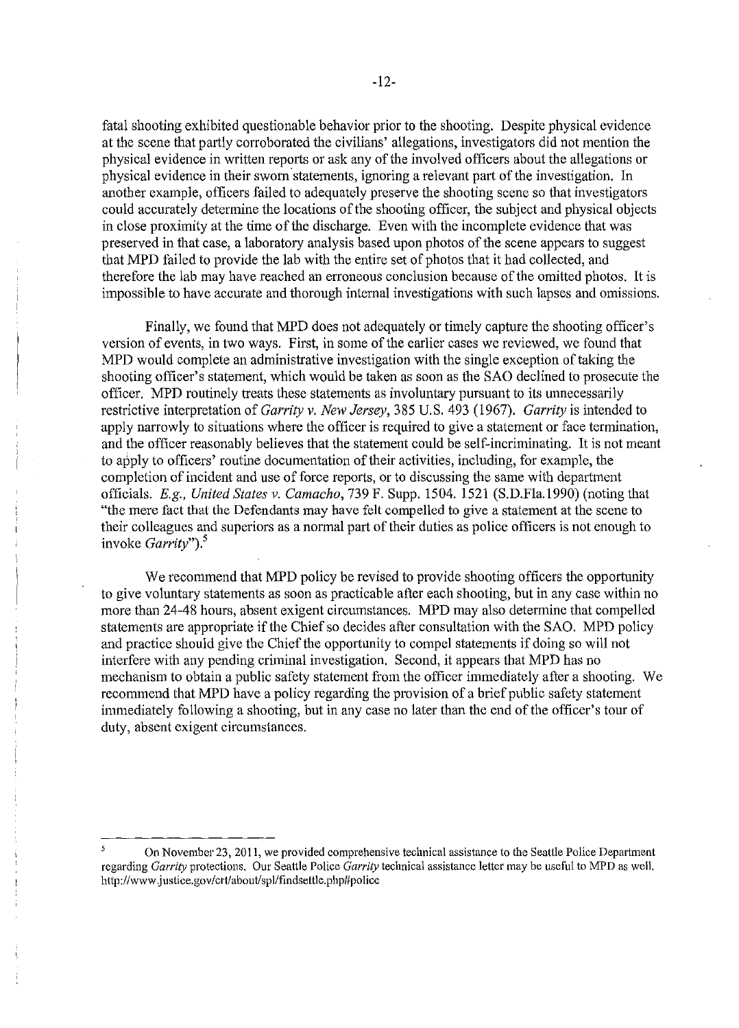fatal shooting exhibited questionable behavior prior to the shooting. Despite physical evidence at the scene that partly corroborated the civilians' allegations, investigators did not mention the physical evidence in written reports or ask any of the involved officers about the allegations or physical evidence in their sworn statements, ignoring a relevant part of the investigation. In another example, officers failed to adequately preserve the shooting scene so that investigators could accurately determine the locations of the shooting officer, the subject and physical objects in close proximity at the time of the discharge. Even with the incomplete evidence that was preserved in that case, a laboratory analysis based upon photos of the scene appears to suggest that MPD failed to provide the lab with the entire set of photos that it had collected, and therefore the lab may have reached an erroneous conclusion because of the omitted photos. It is impossible to have accurate and thorough internal investigations with such lapses and omissions.

Finally, we found that MPD does not adequately or timely capture the shooting officer's version of events, in two ways. First, in some of the earlier cases we reviewed, we found that MPD would complete an administrative investigation with the single exception of taking the shooting officer's statement, which would be taken as soon as the SAO declined to prosecute the officer. MPD routinely treats these statements as involuntary pursuant to its unnecessarily restrictive interpretation of *Garrity v. New Jersey*, 385 U.S. 493 (1967). *Garrity* is intended to apply narrowly to situations where the officer is required to give a statement or face termination, and the officer reasonably believes that the statement could be self-incriminating. It is not meant to apply to officers' routine documentation of their activities, including, for example, the completion of incident and use of force reports, or to discussing the same with department officials. *E.g., United States v. Camacho*, 739 F. Supp. 1504. 1521 (S.D.Fla.1990) (noting that "the mere fact that the Defendants may have felt compelled to give a statement at the scene to their colleagues and superiors as a normal part of their duties as police officers is not enough to invoke *Garrity*").[5]

We recommend that MPD policy be revised to provide shooting officers the opportunity to give voluntary statements as soon as practicable after each shooting, but in any case within no more than 24-48 hours, absent exigent circumstances. MPD may also determine that compelled statements are appropriate if the Chief so decides after consultation with the SAO. MPD policy and practice should give the Chief the opportunity to compel statements if doing so will not interfere with any pending criminal investigation. Second, it appears that MPD has no mechanism to obtain a public safety statement from the officer immediately after a shooting. We recommend that MPD have a policy regarding the provision of a brief public safety statement immediately following a shooting, but in any case no later than the end of the officer's tour of duty, absent exigent circumstances.

---

[5] On November 23, 2011, we provided comprehensive technical assistance to the Seattle Police Department regarding *Garrity* protections. Our Seattle Police *Garrity* technical assistance letter may be useful to MPD as well. http://www.justice.gov/crt/about/spl/findsettle.php#police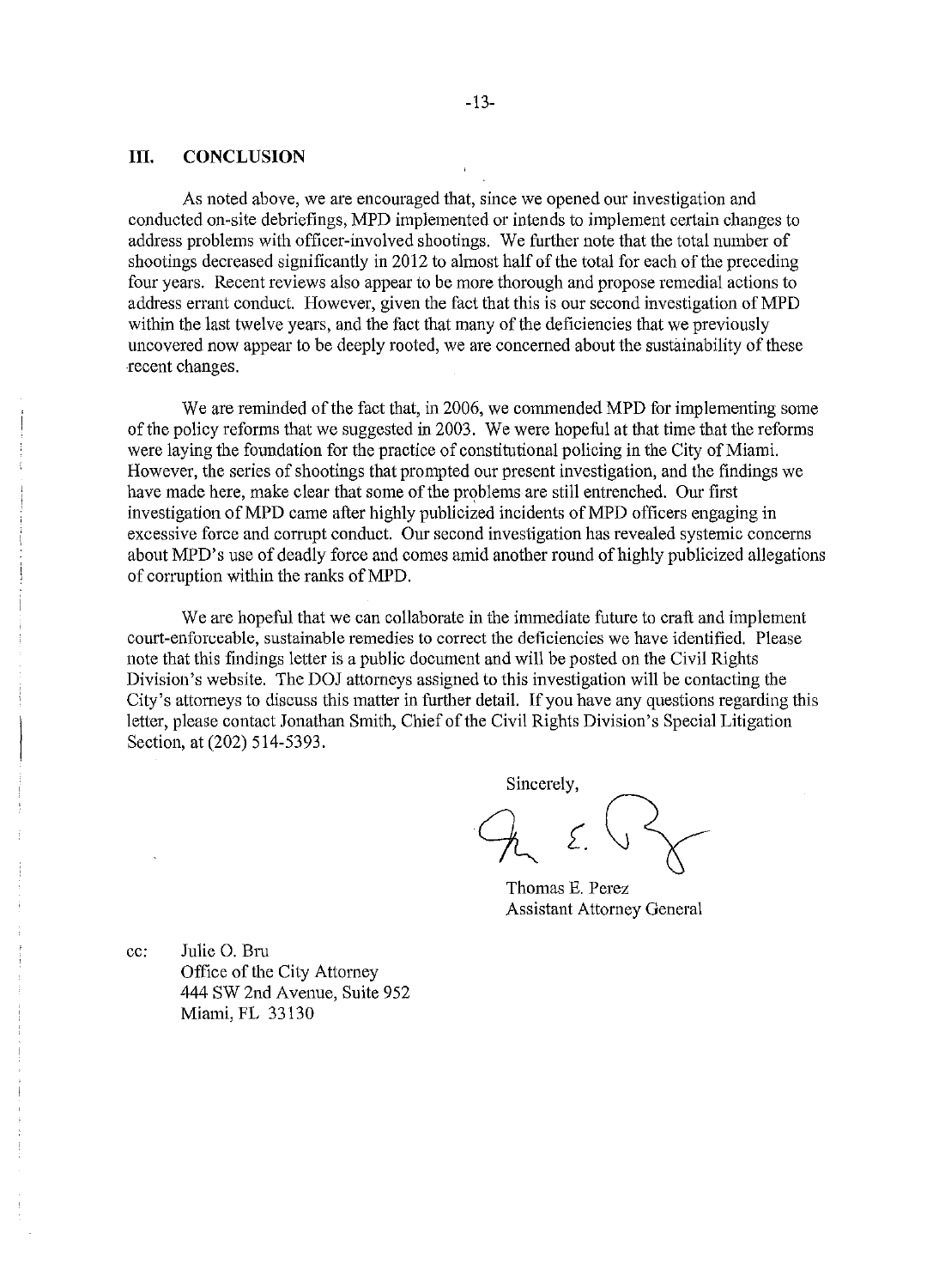## III. CONCLUSION

As noted above, we are encouraged that, since we opened our investigation and conducted on-site debriefings, MPD implemented or intends to implement certain changes to address problems with officer-involved shootings. We further note that the total number of shootings decreased significantly in 2012 to almost half of the total for each of the preceding four years. Recent reviews also appear to be more thorough and propose remedial actions to address errant conduct. However, given the fact that this is our second investigation of MPD within the last twelve years, and the fact that many of the deficiencies that we previously uncovered now appear to be deeply rooted, we are concerned about the sustainability of these recent changes.

We are reminded of the fact that, in 2006, we commended MPD for implementing some of the policy reforms that we suggested in 2003. We were hopeful at that time that the reforms were laying the foundation for the practice of constitutional policing in the City of Miami. However, the series of shootings that prompted our present investigation, and the findings we have made here, make clear that some of the problems are still entrenched. Our first investigation of MPD came after highly publicized incidents of MPD officers engaging in excessive force and corrupt conduct. Our second investigation has revealed systemic concerns about MPD's use of deadly force and comes amid another round of highly publicized allegations of corruption within the ranks of MPD.

We are hopeful that we can collaborate in the immediate future to craft and implement court-enforceable, sustainable remedies to correct the deficiencies we have identified. Please note that this findings letter is a public document and will be posted on the Civil Rights Division's website. The DOJ attorneys assigned to this investigation will be contacting the City's attorneys to discuss this matter in further detail. If you have any questions regarding this letter, please contact Jonathan Smith, Chief of the Civil Rights Division's Special Litigation Section, at (202) 514-5393.

Sincerely,

Thomas E. Perez
Assistant Attorney General

cc: Julie O. Bru
Office of the City Attorney
444 SW 2nd Avenue, Suite 952
Miami, FL 33130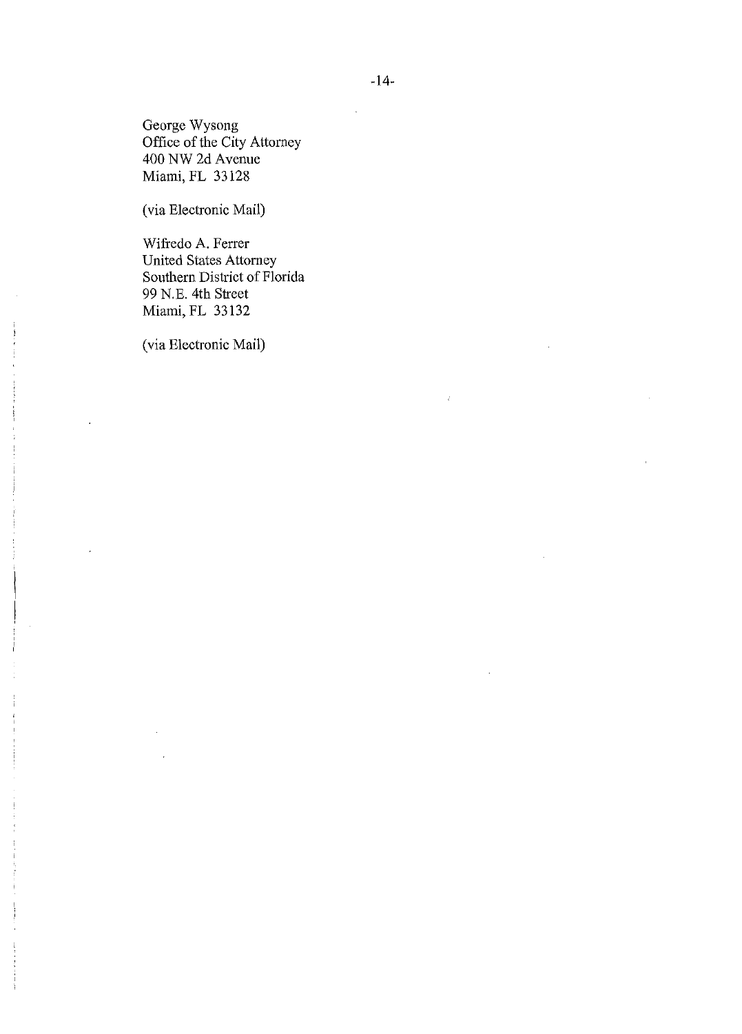George Wysong
Office of the City Attorney
400 NW 2d Avenue
Miami, FL 33128

(via Electronic Mail)

Wifredo A. Ferrer
United States Attorney
Southern District of Florida
99 N.E. 4th Street
Miami, FL 33132

(via Electronic Mail)